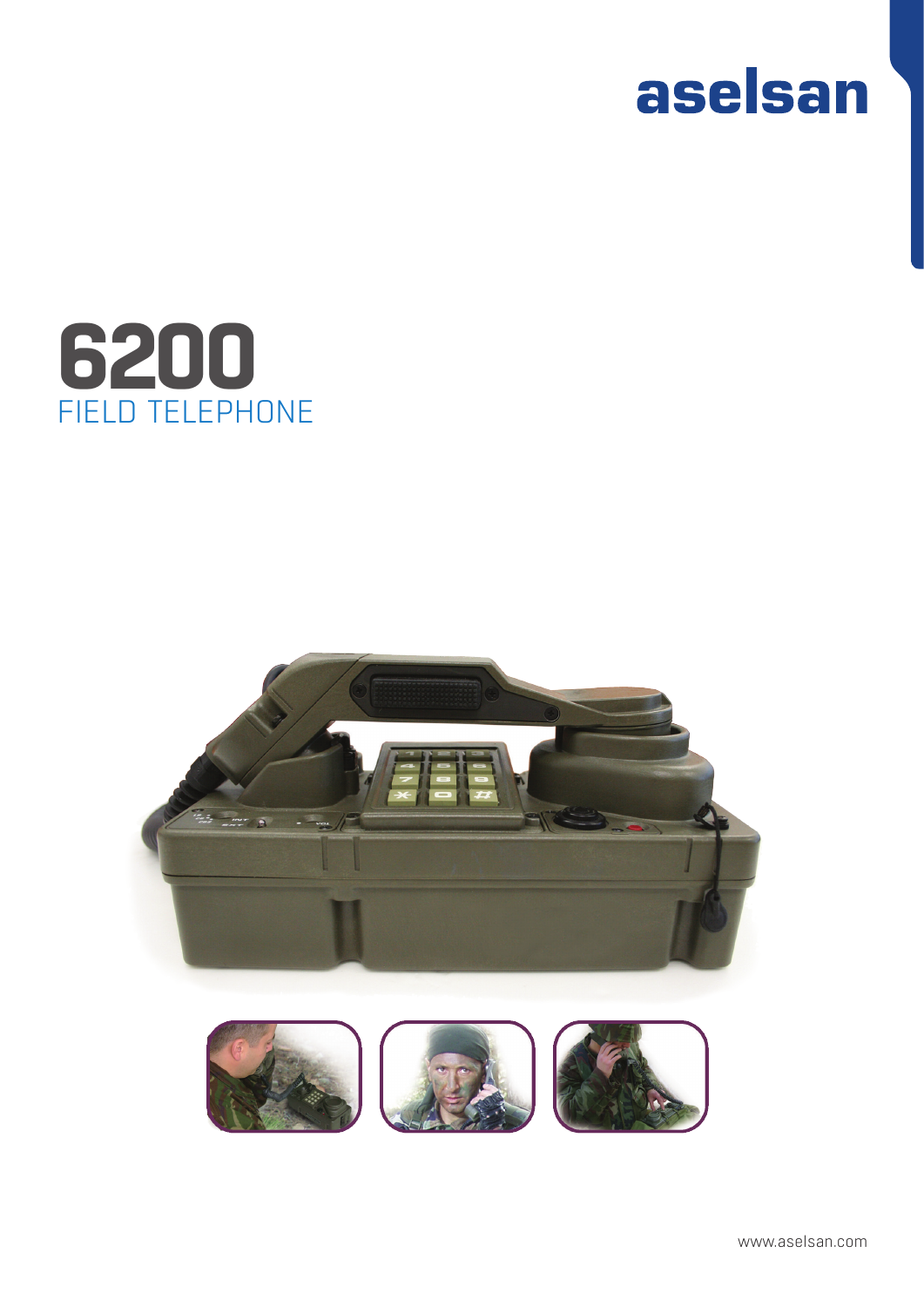aselsan

# 6200
## FIELD TELEPHONE

www.aselsan.com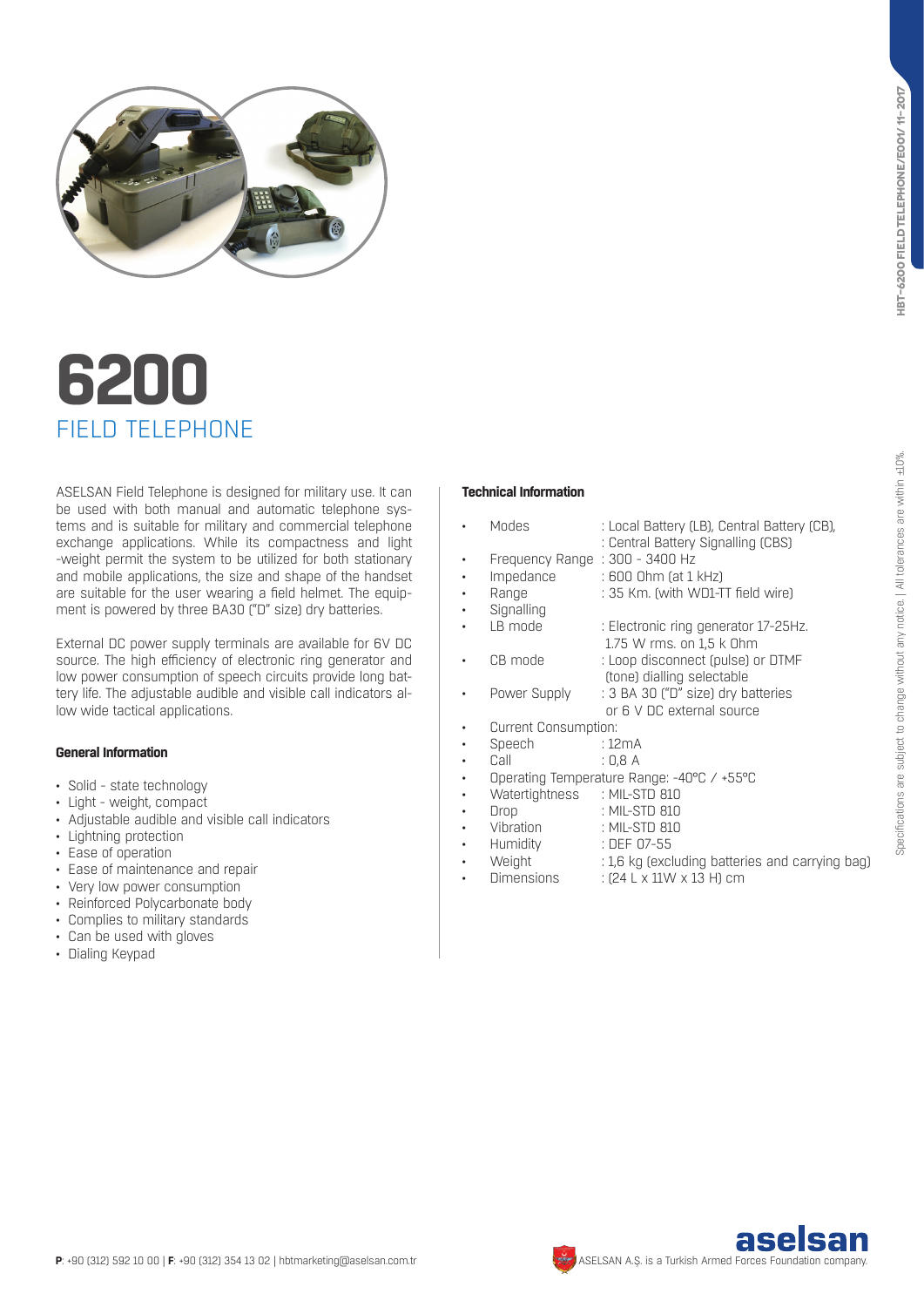# 6200

## FIELD TELEPHONE

ASELSAN Field Telephone is designed for military use. It can be used with both manual and automatic telephone systems and is suitable for military and commercial telephone exchange applications. While its compactness and light -weight permit the system to be utilized for both stationary and mobile applications, the size and shape of the handset are suitable for the user wearing a field helmet. The equipment is powered by three BA30 ("D" size) dry batteries.

External DC power supply terminals are available for 6V DC source. The high efficiency of electronic ring generator and low power consumption of speech circuits provide long battery life. The adjustable audible and visible call indicators allow wide tactical applications.

### General Information

- Solid - state technology
- Light - weight, compact
- Adjustable audible and visible call indicators
- Lightning protection
- Ease of operation
- Ease of maintenance and repair
- Very low power consumption
- Reinforced Polycarbonate body
- Complies to military standards
- Can be used with gloves
- Dialing Keypad

### Technical Information

- Modes : Local Battery (LB), Central Battery (CB), : Central Battery Signalling (CBS)
- Frequency Range : 300 - 3400 Hz
- Impedance : 600 Ohm (at 1 kHz)
- Range : 35 Km. (with WD1-TT field wire)
- Signalling
- LB mode : Electronic ring generator 17-25Hz. 1.75 W rms. on 1,5 k Ohm
- CB mode : Loop disconnect (pulse) or DTMF (tone) dialling selectable
- Power Supply : 3 BA 30 ("D" size) dry batteries or 6 V DC external source
- Current Consumption:
- Speech : 12mA
- Call : 0,8 A
- Operating Temperature Range: -40°C / +55°C
- Watertightness : MIL-STD 810
- Drop : MIL-STD 810
- Vibration : MIL-STD 810
- Humidity : DEF 07-55
- Weight : 1,6 kg (excluding batteries and carrying bag)
- Dimensions : (24 L x 11W x 13 H) cm

HBT-6200 FIELD TELEPHONE/E001/ 11-2017

Specifications are subject to change without any notice. | All tolerances are within ±10%.

**P**: +90 (312) 592 10 00 | **F**: +90 (312) 354 13 02 | hbtmarketing@aselsan.com.tr

aselsan

ASELSAN A.Ş. is a Turkish Armed Forces Foundation company.